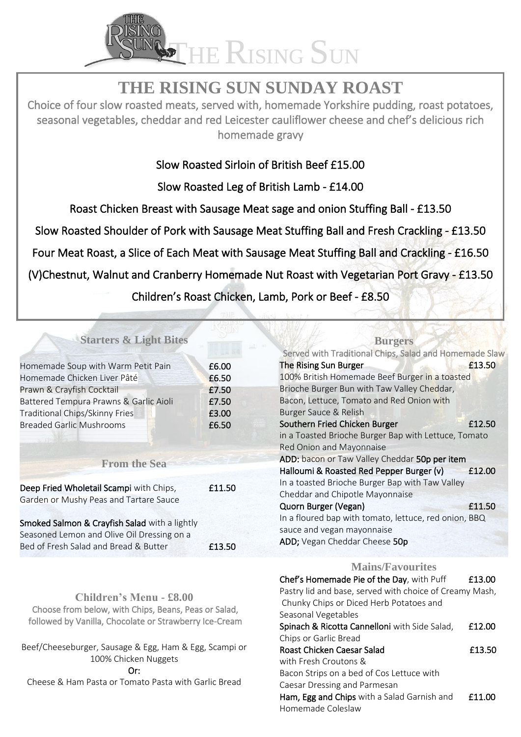# THE RISING SUN

## THE RISING SUN SUNDAY ROAST

Choice of four slow roasted meats, served with, homemade Yorkshire pudding, roast potatoes, seasonal vegetables, cheddar and red Leicester cauliflower cheese and chef's delicious rich homemade gravy

Slow Roasted Sirloin of British Beef £15.00

Slow Roasted Leg of British Lamb - £14.00

Roast Chicken Breast with Sausage Meat sage and onion Stuffing Ball - £13.50

Slow Roasted Shoulder of Pork with Sausage Meat Stuffing Ball and Fresh Crackling - £13.50

Four Meat Roast, a Slice of Each Meat with Sausage Meat Stuffing Ball and Crackling - £16.50

(V)Chestnut, Walnut and Cranberry Homemade Nut Roast with Vegetarian Port Gravy - £13.50

Children's Roast Chicken, Lamb, Pork or Beef - £8.50

### Starters & Light Bites

| | |
|---|---|
| Homemade Soup with Warm Petit Pain | £6.00 |
| Homemade Chicken Liver Pâté | £6.50 |
| Prawn & Crayfish Cocktail | £7.50 |
| Battered Tempura Prawns & Garlic Aioli | £7.50 |
| Traditional Chips/Skinny Fries | £3.00 |
| Breaded Garlic Mushrooms | £6.50 |

### From the Sea

**Deep Fried Wholetail Scampi** with Chips, Garden or Mushy Peas and Tartare Sauce — £11.50

**Smoked Salmon & Crayfish Salad** with a lightly Seasoned Lemon and Olive Oil Dressing on a Bed of Fresh Salad and Bread & Butter — £13.50

### Children's Menu - £8.00

Choose from below, with Chips, Beans, Peas or Salad, followed by Vanilla, Chocolate or Strawberry Ice-Cream

Beef/Cheeseburger, Sausage & Egg, Ham & Egg, Scampi or 100% Chicken Nuggets

Or:

Cheese & Ham Pasta or Tomato Pasta with Garlic Bread

### Burgers

Served with Traditional Chips, Salad and Homemade Slaw

**The Rising Sun Burger** — £13.50
100% British Homemade Beef Burger in a toasted Brioche Burger Bun with Taw Valley Cheddar, Bacon, Lettuce, Tomato and Red Onion with Burger Sauce & Relish

**Southern Fried Chicken Burger** — £12.50
in a Toasted Brioche Burger Bap with Lettuce, Tomato Red Onion and Mayonnaise

**ADD:** bacon or Taw Valley Cheddar **50p per item**

**Halloumi & Roasted Red Pepper Burger (v)** — £12.00
In a toasted Brioche Burger Bap with Taw Valley Cheddar and Chipotle Mayonnaise

**Quorn Burger (Vegan)** — £11.50
In a floured bap with tomato, lettuce, red onion, BBQ sauce and vegan mayonnaise

**ADD;** Vegan Cheddar Cheese **50p**

### Mains/Favourites

**Chef's Homemade Pie of the Day**, with Puff Pastry lid and base, served with choice of Creamy Mash, Chunky Chips or Diced Herb Potatoes and Seasonal Vegetables — £13.00

**Spinach & Ricotta Cannelloni** with Side Salad, Chips or Garlic Bread — £12.00

**Roast Chicken Caesar Salad** with Fresh Croutons & Bacon Strips on a bed of Cos Lettuce with Caesar Dressing and Parmesan — £13.50

**Ham, Egg and Chips** with a Salad Garnish and Homemade Coleslaw — £11.00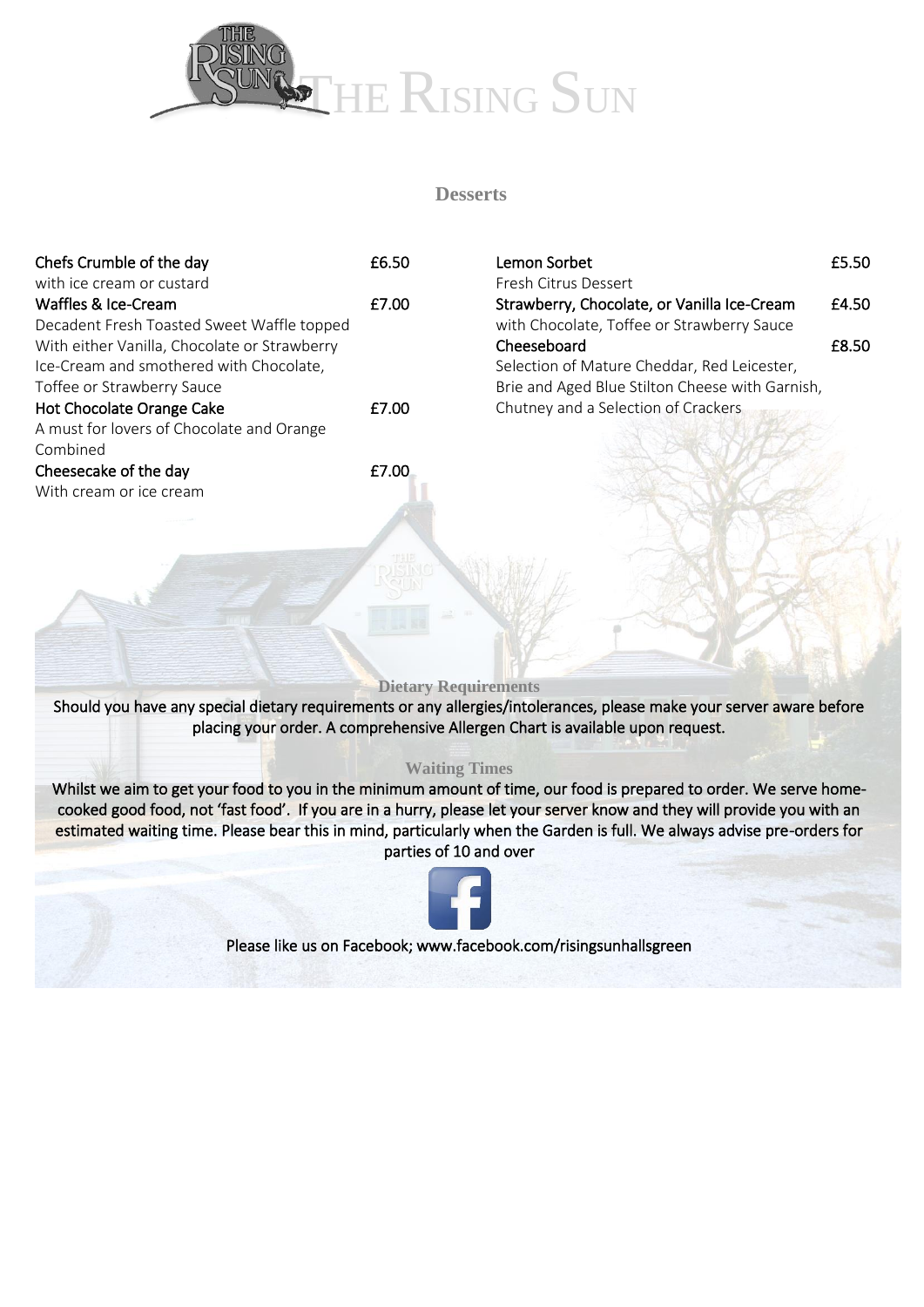# The Rising Sun

## Desserts

**Chefs Crumble of the day** £6.50
with ice cream or custard

**Waffles & Ice-Cream** £7.00
Decadent Fresh Toasted Sweet Waffle topped With either Vanilla, Chocolate or Strawberry Ice-Cream and smothered with Chocolate, Toffee or Strawberry Sauce

**Hot Chocolate Orange Cake** £7.00
A must for lovers of Chocolate and Orange Combined

**Cheesecake of the day** £7.00
With cream or ice cream

**Lemon Sorbet** £5.50
Fresh Citrus Dessert

**Strawberry, Chocolate, or Vanilla Ice-Cream** £4.50
with Chocolate, Toffee or Strawberry Sauce

**Cheeseboard** £8.50
Selection of Mature Cheddar, Red Leicester, Brie and Aged Blue Stilton Cheese with Garnish, Chutney and a Selection of Crackers

### Dietary Requirements

Should you have any special dietary requirements or any allergies/intolerances, please make your server aware before placing your order. A comprehensive Allergen Chart is available upon request.

### Waiting Times

Whilst we aim to get your food to you in the minimum amount of time, our food is prepared to order. We serve home-cooked good food, not 'fast food'. If you are in a hurry, please let your server know and they will provide you with an estimated waiting time. Please bear this in mind, particularly when the Garden is full. We always advise pre-orders for parties of 10 and over

Please like us on Facebook; www.facebook.com/risingsunhallsgreen